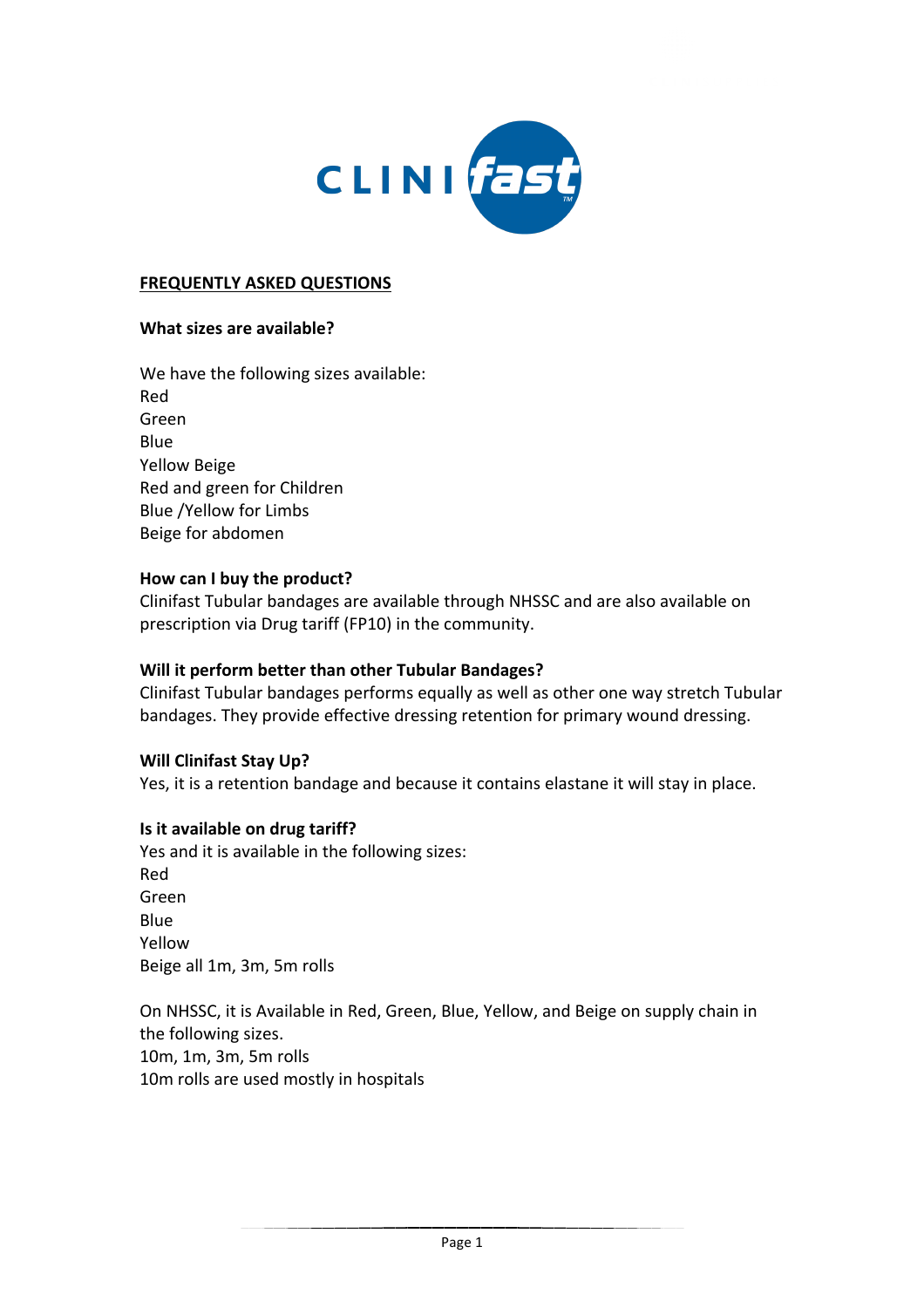CLINI fast

## FREQUENTLY ASKED QUESTIONS

**What sizes are available?**

We have the following sizes available:
Red
Green
Blue
Yellow Beige
Red and green for Children
Blue /Yellow for Limbs
Beige for abdomen

**How can I buy the product?**
Clinifast Tubular bandages are available through NHSSC and are also available on prescription via Drug tariff (FP10) in the community.

**Will it perform better than other Tubular Bandages?**
Clinifast Tubular bandages performs equally as well as other one way stretch Tubular bandages. They provide effective dressing retention for primary wound dressing.

**Will Clinifast Stay Up?**
Yes, it is a retention bandage and because it contains elastane it will stay in place.

**Is it available on drug tariff?**
Yes and it is available in the following sizes:
Red
Green
Blue
Yellow
Beige all 1m, 3m, 5m rolls

On NHSSC, it is Available in Red, Green, Blue, Yellow, and Beige on supply chain in the following sizes.
10m, 1m, 3m, 5m rolls
10m rolls are used mostly in hospitals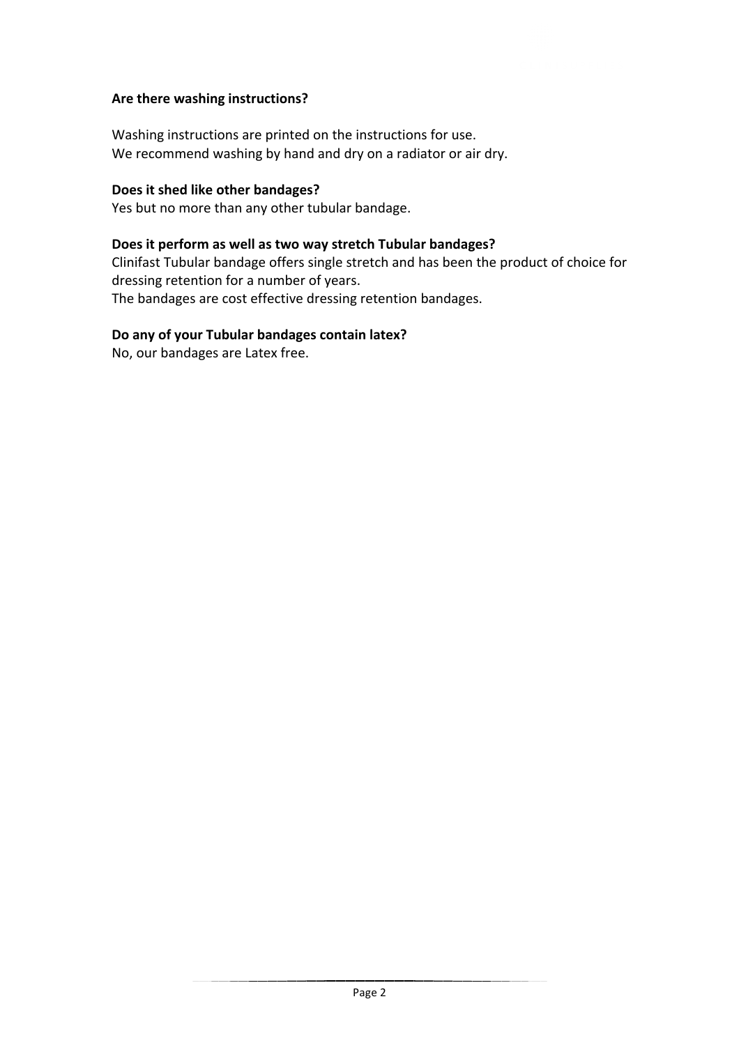**Are there washing instructions?**

Washing instructions are printed on the instructions for use.
We recommend washing by hand and dry on a radiator or air dry.

**Does it shed like other bandages?**

Yes but no more than any other tubular bandage.

**Does it perform as well as two way stretch Tubular bandages?**

Clinifast Tubular bandage offers single stretch and has been the product of choice for dressing retention for a number of years.
The bandages are cost effective dressing retention bandages.

**Do any of your Tubular bandages contain latex?**

No, our bandages are Latex free.